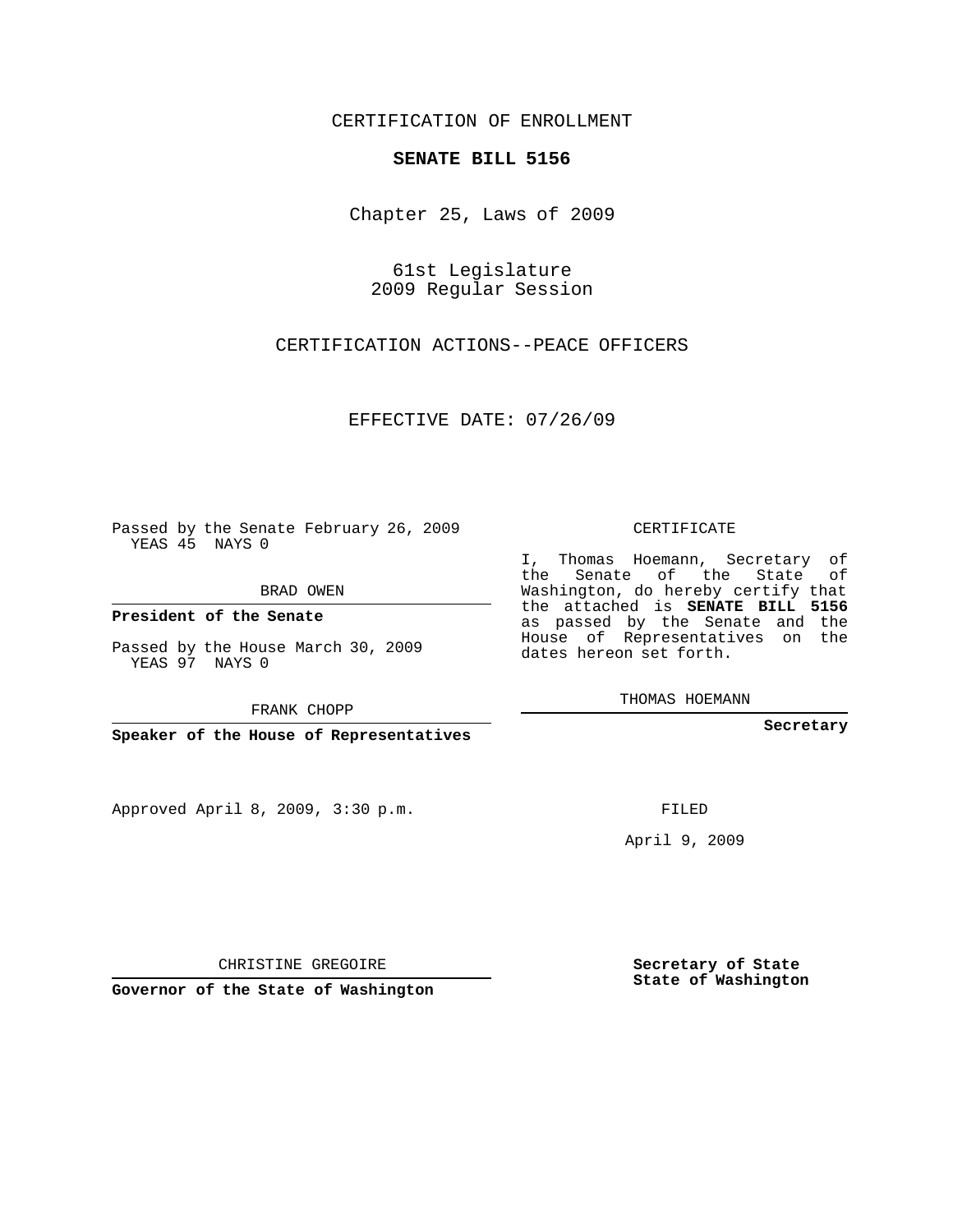CERTIFICATION OF ENROLLMENT

**SENATE BILL 5156**

Chapter 25, Laws of 2009

61st Legislature
2009 Regular Session

CERTIFICATION ACTIONS--PEACE OFFICERS

EFFECTIVE DATE: 07/26/09

Passed by the Senate February 26, 2009
YEAS 45 NAYS 0

BRAD OWEN

**President of the Senate**

Passed by the House March 30, 2009
YEAS 97 NAYS 0

FRANK CHOPP

**Speaker of the House of Representatives**

Approved April 8, 2009, 3:30 p.m.

CHRISTINE GREGOIRE

**Governor of the State of Washington**

CERTIFICATE

I, Thomas Hoemann, Secretary of the Senate of the State of Washington, do hereby certify that the attached is **SENATE BILL 5156** as passed by the Senate and the House of Representatives on the dates hereon set forth.

THOMAS HOEMANN

**Secretary**

FILED

April 9, 2009

**Secretary of State**
**State of Washington**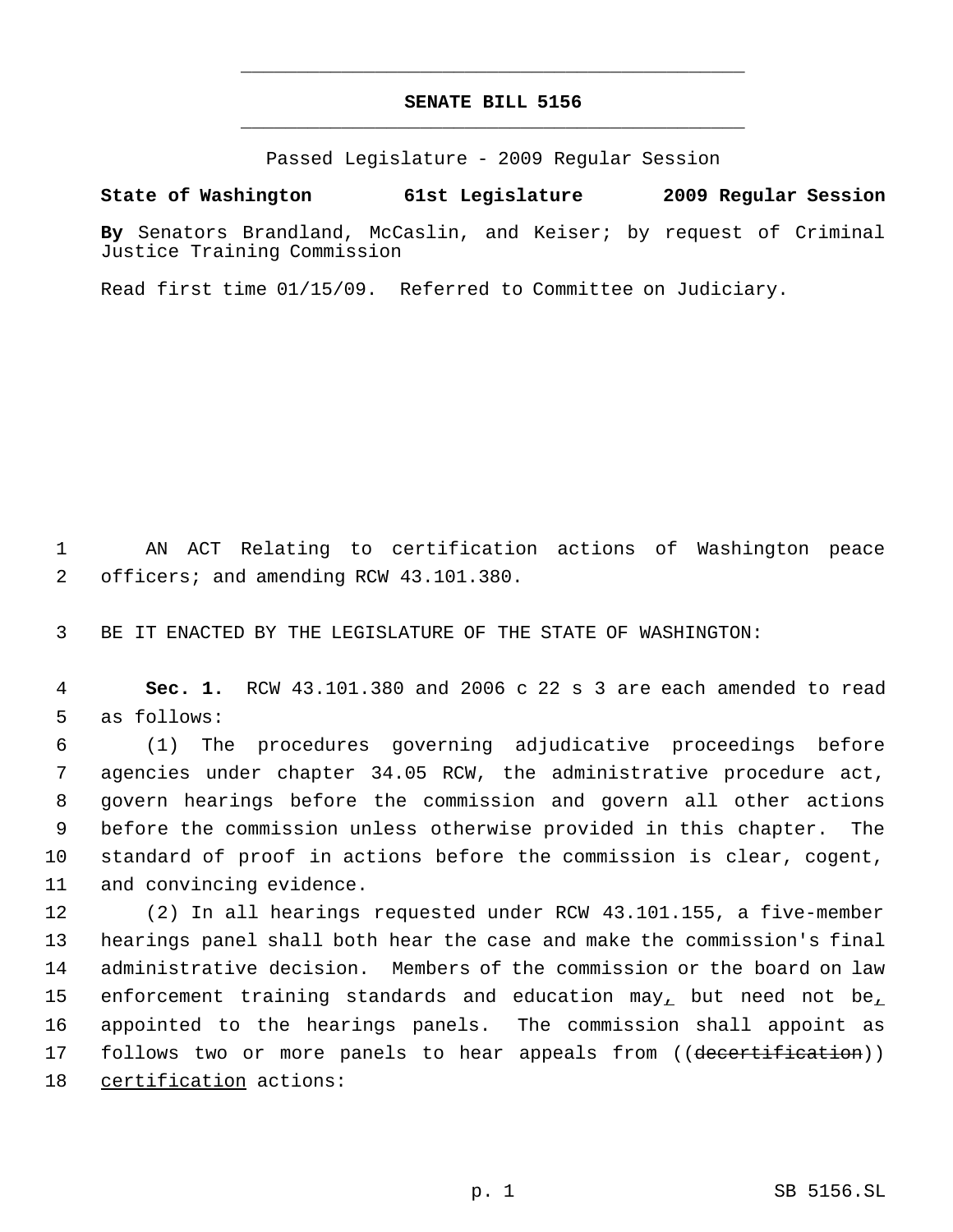**SENATE BILL 5156**

Passed Legislature - 2009 Regular Session

**State of Washington 61st Legislature 2009 Regular Session**

**By** Senators Brandland, McCaslin, and Keiser; by request of Criminal Justice Training Commission

Read first time 01/15/09. Referred to Committee on Judiciary.

1 AN ACT Relating to certification actions of Washington peace
2 officers; and amending RCW 43.101.380.

3 BE IT ENACTED BY THE LEGISLATURE OF THE STATE OF WASHINGTON:

4 **Sec. 1.** RCW 43.101.380 and 2006 c 22 s 3 are each amended to read
5 as follows:

6 (1) The procedures governing adjudicative proceedings before
7 agencies under chapter 34.05 RCW, the administrative procedure act,
8 govern hearings before the commission and govern all other actions
9 before the commission unless otherwise provided in this chapter. The
10 standard of proof in actions before the commission is clear, cogent,
11 and convincing evidence.

12 (2) In all hearings requested under RCW 43.101.155, a five-member
13 hearings panel shall both hear the case and make the commission's final
14 administrative decision. Members of the commission or the board on law
15 enforcement training standards and education may, but need not be,
16 appointed to the hearings panels. The commission shall appoint as
17 follows two or more panels to hear appeals from ((~~decertification~~))
18 certification actions: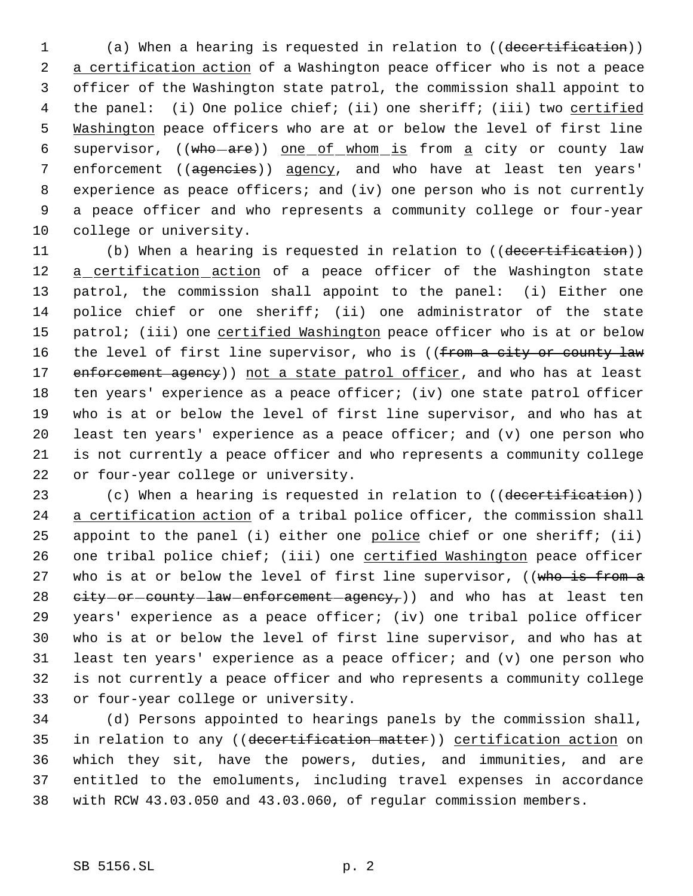(a) When a hearing is requested in relation to ((~~decertification~~)) <u>a certification action</u> of a Washington peace officer who is not a peace officer of the Washington state patrol, the commission shall appoint to the panel: (i) One police chief; (ii) one sheriff; (iii) two <u>certified Washington</u> peace officers who are at or below the level of first line supervisor, ((~~who are~~)) <u>one of whom is</u> from <u>a</u> city or county law enforcement ((~~agencies~~)) <u>agency</u>, and who have at least ten years' experience as peace officers; and (iv) one person who is not currently a peace officer and who represents a community college or four-year college or university.

(b) When a hearing is requested in relation to ((~~decertification~~)) <u>a certification action</u> of a peace officer of the Washington state patrol, the commission shall appoint to the panel: (i) Either one police chief or one sheriff; (ii) one administrator of the state patrol; (iii) one <u>certified Washington</u> peace officer who is at or below the level of first line supervisor, who is ((~~from a city or county law enforcement agency~~)) <u>not a state patrol officer</u>, and who has at least ten years' experience as a peace officer; (iv) one state patrol officer who is at or below the level of first line supervisor, and who has at least ten years' experience as a peace officer; and (v) one person who is not currently a peace officer and who represents a community college or four-year college or university.

(c) When a hearing is requested in relation to ((~~decertification~~)) <u>a certification action</u> of a tribal police officer, the commission shall appoint to the panel (i) either one <u>police</u> chief or one sheriff; (ii) one tribal police chief; (iii) one <u>certified Washington</u> peace officer who is at or below the level of first line supervisor, ((~~who is from a city or county law enforcement agency,~~)) and who has at least ten years' experience as a peace officer; (iv) one tribal police officer who is at or below the level of first line supervisor, and who has at least ten years' experience as a peace officer; and (v) one person who is not currently a peace officer and who represents a community college or four-year college or university.

(d) Persons appointed to hearings panels by the commission shall, in relation to any ((~~decertification matter~~)) <u>certification action</u> on which they sit, have the powers, duties, and immunities, and are entitled to the emoluments, including travel expenses in accordance with RCW 43.03.050 and 43.03.060, of regular commission members.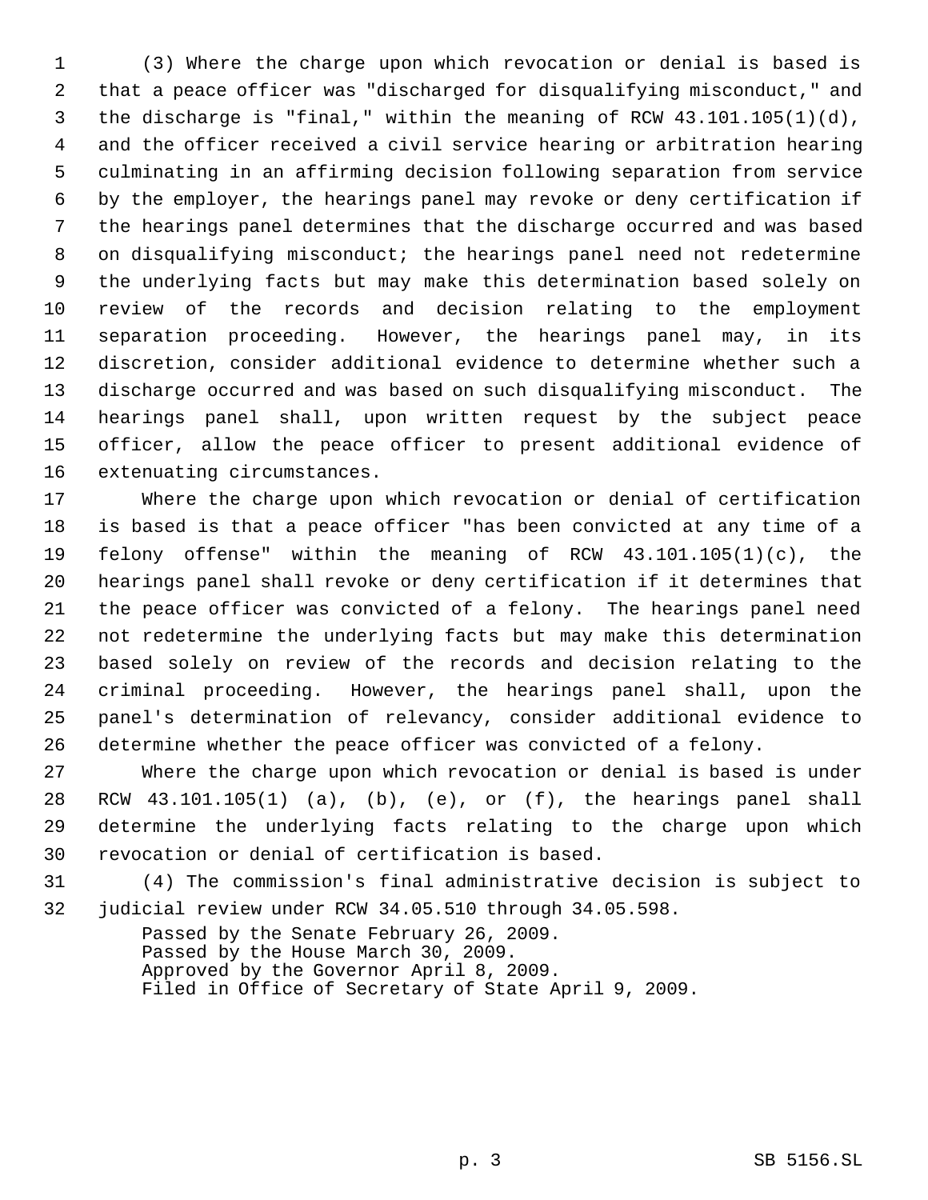(3) Where the charge upon which revocation or denial is based is that a peace officer was "discharged for disqualifying misconduct," and the discharge is "final," within the meaning of RCW 43.101.105(1)(d), and the officer received a civil service hearing or arbitration hearing culminating in an affirming decision following separation from service by the employer, the hearings panel may revoke or deny certification if the hearings panel determines that the discharge occurred and was based on disqualifying misconduct; the hearings panel need not redetermine the underlying facts but may make this determination based solely on review of the records and decision relating to the employment separation proceeding. However, the hearings panel may, in its discretion, consider additional evidence to determine whether such a discharge occurred and was based on such disqualifying misconduct. The hearings panel shall, upon written request by the subject peace officer, allow the peace officer to present additional evidence of extenuating circumstances.

Where the charge upon which revocation or denial of certification is based is that a peace officer "has been convicted at any time of a felony offense" within the meaning of RCW 43.101.105(1)(c), the hearings panel shall revoke or deny certification if it determines that the peace officer was convicted of a felony. The hearings panel need not redetermine the underlying facts but may make this determination based solely on review of the records and decision relating to the criminal proceeding. However, the hearings panel shall, upon the panel's determination of relevancy, consider additional evidence to determine whether the peace officer was convicted of a felony.

Where the charge upon which revocation or denial is based is under RCW 43.101.105(1) (a), (b), (e), or (f), the hearings panel shall determine the underlying facts relating to the charge upon which revocation or denial of certification is based.

(4) The commission's final administrative decision is subject to judicial review under RCW 34.05.510 through 34.05.598.

Passed by the Senate February 26, 2009.
Passed by the House March 30, 2009.
Approved by the Governor April 8, 2009.
Filed in Office of Secretary of State April 9, 2009.